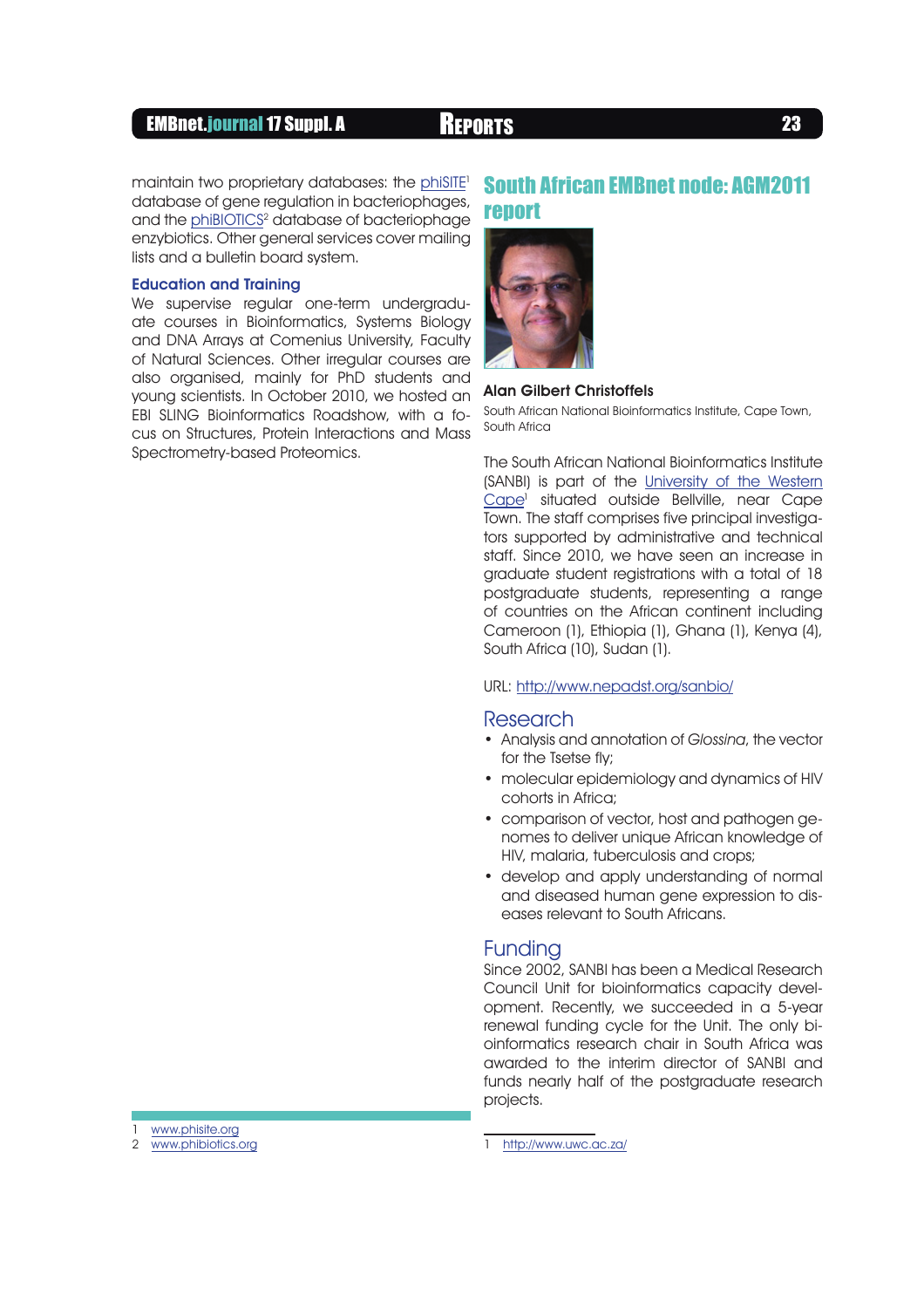maintain two proprietary databases: the phiSITE[1] database of gene regulation in bacteriophages, and the phiBIOTICS[2] database of bacteriophage enzybiotics. Other general services cover mailing lists and a bulletin board system.

### Education and Training

We supervise regular one-term undergraduate courses in Bioinformatics, Systems Biology and DNA Arrays at Comenius University, Faculty of Natural Sciences. Other irregular courses are also organised, mainly for PhD students and young scientists. In October 2010, we hosted an EBI SLING Bioinformatics Roadshow, with a focus on Structures, Protein Interactions and Mass Spectrometry-based Proteomics.

1 www.phisite.org
2 www.phibiotics.org

# South African EMBnet node: AGM2011 report

**Alan Gilbert Christoffels**

South African National Bioinformatics Institute, Cape Town, South Africa

The South African National Bioinformatics Institute (SANBI) is part of the University of the Western Cape[1] situated outside Bellville, near Cape Town. The staff comprises five principal investigators supported by administrative and technical staff. Since 2010, we have seen an increase in graduate student registrations with a total of 18 postgraduate students, representing a range of countries on the African continent including Cameroon (1), Ethiopia (1), Ghana (1), Kenya (4), South Africa (10), Sudan (1).

URL: http://www.nepadst.org/sanbio/

## Research

- Analysis and annotation of *Glossina*, the vector for the Tsetse fly;
- molecular epidemiology and dynamics of HIV cohorts in Africa;
- comparison of vector, host and pathogen genomes to deliver unique African knowledge of HIV, malaria, tuberculosis and crops;
- develop and apply understanding of normal and diseased human gene expression to diseases relevant to South Africans.

## Funding

Since 2002, SANBI has been a Medical Research Council Unit for bioinformatics capacity development. Recently, we succeeded in a 5-year renewal funding cycle for the Unit. The only bioinformatics research chair in South Africa was awarded to the interim director of SANBI and funds nearly half of the postgraduate research projects.

1 http://www.uwc.ac.za/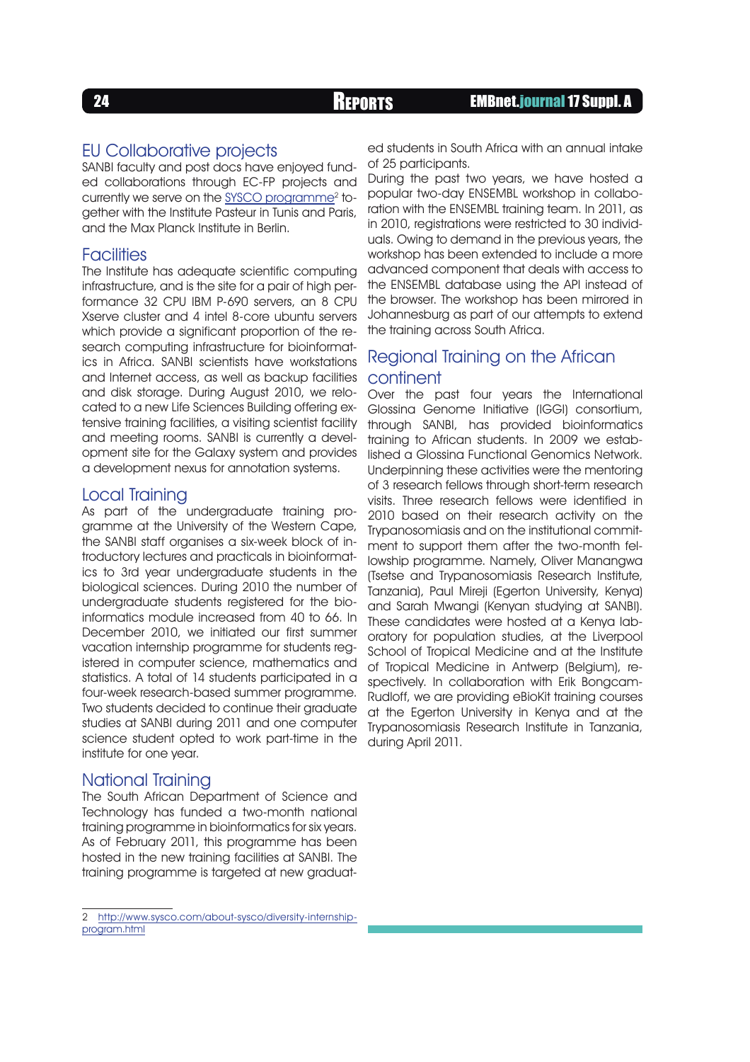## EU Collaborative projects

SANBI faculty and post docs have enjoyed funded collaborations through EC-FP projects and currently we serve on the SYSCO programme[2] together with the Institute Pasteur in Tunis and Paris, and the Max Planck Institute in Berlin.

## Facilities

The Institute has adequate scientific computing infrastructure, and is the site for a pair of high performance 32 CPU IBM P-690 servers, an 8 CPU Xserve cluster and 4 intel 8-core ubuntu servers which provide a significant proportion of the research computing infrastructure for bioinformatics in Africa. SANBI scientists have workstations and Internet access, as well as backup facilities and disk storage. During August 2010, we relocated to a new Life Sciences Building offering extensive training facilities, a visiting scientist facility and meeting rooms. SANBI is currently a development site for the Galaxy system and provides a development nexus for annotation systems.

## Local Training

As part of the undergraduate training programme at the University of the Western Cape, the SANBI staff organises a six-week block of introductory lectures and practicals in bioinformatics to 3rd year undergraduate students in the biological sciences. During 2010 the number of undergraduate students registered for the bioinformatics module increased from 40 to 66. In December 2010, we initiated our first summer vacation internship programme for students registered in computer science, mathematics and statistics. A total of 14 students participated in a four-week research-based summer programme. Two students decided to continue their graduate studies at SANBI during 2011 and one computer science student opted to work part-time in the institute for one year.

## National Training

The South African Department of Science and Technology has funded a two-month national training programme in bioinformatics for six years. As of February 2011, this programme has been hosted in the new training facilities at SANBI. The training programme is targeted at new graduated students in South Africa with an annual intake of 25 participants.

During the past two years, we have hosted a popular two-day ENSEMBL workshop in collaboration with the ENSEMBL training team. In 2011, as in 2010, registrations were restricted to 30 individuals. Owing to demand in the previous years, the workshop has been extended to include a more advanced component that deals with access to the ENSEMBL database using the API instead of the browser. The workshop has been mirrored in Johannesburg as part of our attempts to extend the training across South Africa.

## Regional Training on the African continent

Over the past four years the International Glossina Genome Initiative (IGGI) consortium, through SANBI, has provided bioinformatics training to African students. In 2009 we established a Glossina Functional Genomics Network. Underpinning these activities were the mentoring of 3 research fellows through short-term research visits. Three research fellows were identified in 2010 based on their research activity on the Trypanosomiasis and on the institutional commitment to support them after the two-month fellowship programme. Namely, Oliver Manangwa (Tsetse and Trypanosomiasis Research Institute, Tanzania), Paul Mireji (Egerton University, Kenya) and Sarah Mwangi (Kenyan studying at SANBI). These candidates were hosted at a Kenya laboratory for population studies, at the Liverpool School of Tropical Medicine and at the Institute of Tropical Medicine in Antwerp (Belgium), respectively. In collaboration with Erik Bongcam-Rudloff, we are providing eBioKit training courses at the Egerton University in Kenya and at the Trypanosomiasis Research Institute in Tanzania, during April 2011.

---

[2] http://www.sysco.com/about-sysco/diversity-internship-program.html